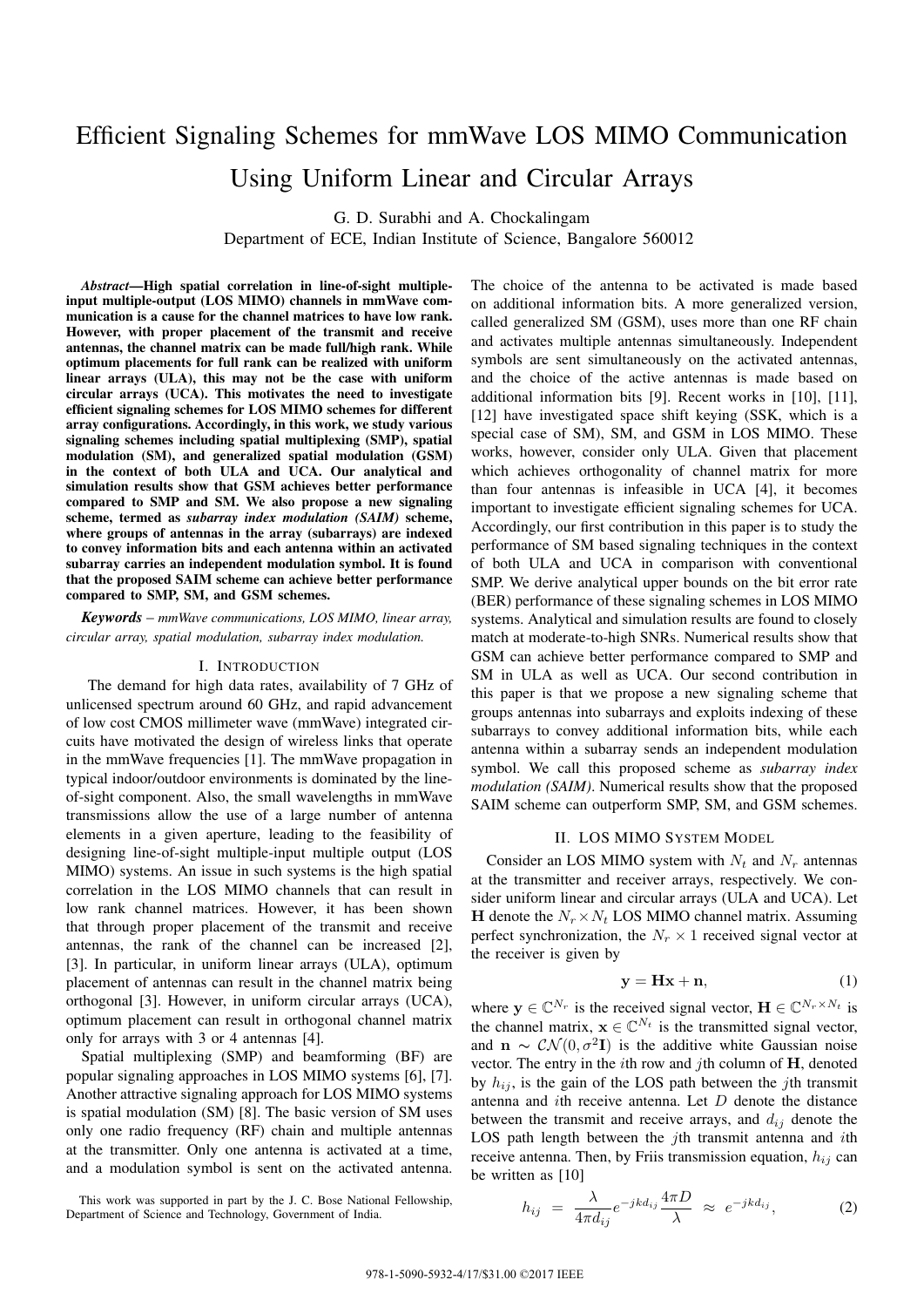# Efficient Signaling Schemes for mmWave LOS MIMO Communication Using Uniform Linear and Circular Arrays

G. D. Surabhi and A. Chockalingam
Department of ECE, Indian Institute of Science, Bangalore 560012

***Abstract*—High spatial correlation in line-of-sight multiple-input multiple-output (LOS MIMO) channels in mmWave communication is a cause for the channel matrices to have low rank. However, with proper placement of the transmit and receive antennas, the channel matrix can be made full/high rank. While optimum placements for full rank can be realized with uniform linear arrays (ULA), this may not be the case with uniform circular arrays (UCA). This motivates the need to investigate efficient signaling schemes for LOS MIMO schemes for different array configurations. Accordingly, in this work, we study various signaling schemes including spatial multiplexing (SMP), spatial modulation (SM), and generalized spatial modulation (GSM) in the context of both ULA and UCA. Our analytical and simulation results show that GSM achieves better performance compared to SMP and SM. We also propose a new signaling scheme, termed as *subarray index modulation (SAIM)* scheme, where groups of antennas in the array (subarrays) are indexed to convey information bits and each antenna within an activated subarray carries an independent modulation symbol. It is found that the proposed SAIM scheme can achieve better performance compared to SMP, SM, and GSM schemes.**

***Keywords*** – *mmWave communications, LOS MIMO, linear array, circular array, spatial modulation, subarray index modulation.*

## I. Introduction

The demand for high data rates, availability of 7 GHz of unlicensed spectrum around 60 GHz, and rapid advancement of low cost CMOS millimeter wave (mmWave) integrated circuits have motivated the design of wireless links that operate in the mmWave frequencies [1]. The mmWave propagation in typical indoor/outdoor environments is dominated by the line-of-sight component. Also, the small wavelengths in mmWave transmissions allow the use of a large number of antenna elements in a given aperture, leading to the feasibility of designing line-of-sight multiple-input multiple output (LOS MIMO) systems. An issue in such systems is the high spatial correlation in the LOS MIMO channels that can result in low rank channel matrices. However, it has been shown that through proper placement of the transmit and receive antennas, the rank of the channel can be increased [2], [3]. In particular, in uniform linear arrays (ULA), optimum placement of antennas can result in the channel matrix being orthogonal [3]. However, in uniform circular arrays (UCA), optimum placement can result in orthogonal channel matrix only for arrays with 3 or 4 antennas [4].

Spatial multiplexing (SMP) and beamforming (BF) are popular signaling approaches in LOS MIMO systems [6], [7]. Another attractive signaling approach for LOS MIMO systems is spatial modulation (SM) [8]. The basic version of SM uses only one radio frequency (RF) chain and multiple antennas at the transmitter. Only one antenna is activated at a time, and a modulation symbol is sent on the activated antenna. The choice of the antenna to be activated is made based on additional information bits. A more generalized version, called generalized SM (GSM), uses more than one RF chain and activates multiple antennas simultaneously. Independent symbols are sent simultaneously on the activated antennas, and the choice of the active antennas is made based on additional information bits [9]. Recent works in [10], [11], [12] have investigated space shift keying (SSK, which is a special case of SM), SM, and GSM in LOS MIMO. These works, however, consider only ULA. Given that placement which achieves orthogonality of channel matrix for more than four antennas is infeasible in UCA [4], it becomes important to investigate efficient signaling schemes for UCA. Accordingly, our first contribution in this paper is to study the performance of SM based signaling techniques in the context of both ULA and UCA in comparison with conventional SMP. We derive analytical upper bounds on the bit error rate (BER) performance of these signaling schemes in LOS MIMO systems. Analytical and simulation results are found to closely match at moderate-to-high SNRs. Numerical results show that GSM can achieve better performance compared to SMP and SM in ULA as well as UCA. Our second contribution in this paper is that we propose a new signaling scheme that groups antennas into subarrays and exploits indexing of these subarrays to convey additional information bits, while each antenna within a subarray sends an independent modulation symbol. We call this proposed scheme as *subarray index modulation (SAIM)*. Numerical results show that the proposed SAIM scheme can outperform SMP, SM, and GSM schemes.

## II. LOS MIMO System Model

Consider an LOS MIMO system with $N_t$ and $N_r$ antennas at the transmitter and receiver arrays, respectively. We consider uniform linear and circular arrays (ULA and UCA). Let $\mathbf{H}$ denote the $N_r \times N_t$ LOS MIMO channel matrix. Assuming perfect synchronization, the $N_r \times 1$ received signal vector at the receiver is given by

$$\mathbf{y} = \mathbf{H}\mathbf{x} + \mathbf{n}, \tag{1}$$

where $\mathbf{y} \in \mathbb{C}^{N_r}$ is the received signal vector, $\mathbf{H} \in \mathbb{C}^{N_r \times N_t}$ is the channel matrix, $\mathbf{x} \in \mathbb{C}^{N_t}$ is the transmitted signal vector, and $\mathbf{n} \sim \mathcal{CN}(0, \sigma^2\mathbf{I})$ is the additive white Gaussian noise vector. The entry in the $i$th row and $j$th column of $\mathbf{H}$, denoted by $h_{ij}$, is the gain of the LOS path between the $j$th transmit antenna and $i$th receive antenna. Let $D$ denote the distance between the transmit and receive arrays, and $d_{ij}$ denote the LOS path length between the $j$th transmit antenna and $i$th receive antenna. Then, by Friis transmission equation, $h_{ij}$ can be written as [10]

$$h_{ij} \;=\; \frac{\lambda}{4\pi d_{ij}} e^{-jkd_{ij}} \frac{4\pi D}{\lambda} \;\approx\; e^{-jkd_{ij}}, \tag{2}$$

This work was supported in part by the J. C. Bose National Fellowship, Department of Science and Technology, Government of India.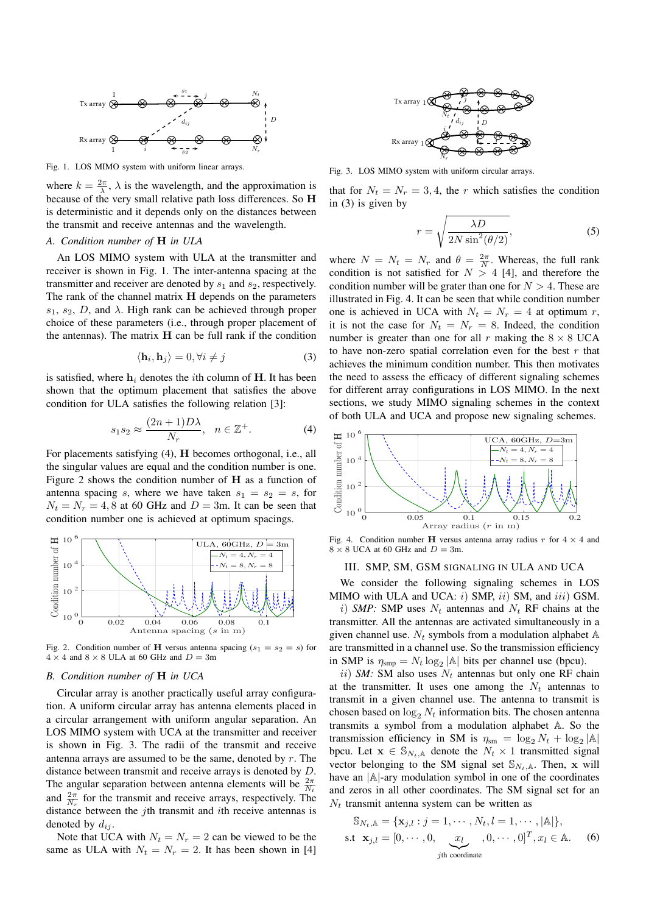Fig. 1. LOS MIMO system with uniform linear arrays.

where $k = \frac{2\pi}{\lambda}$, $\lambda$ is the wavelength, and the approximation is because of the very small relative path loss differences. So $\mathbf{H}$ is deterministic and it depends only on the distances between the transmit and receive antennas and the wavelength.

### A. Condition number of $\mathbf{H}$ in ULA

An LOS MIMO system with ULA at the transmitter and receiver is shown in Fig. 1. The inter-antenna spacing at the transmitter and receiver are denoted by $s_1$ and $s_2$, respectively. The rank of the channel matrix $\mathbf{H}$ depends on the parameters $s_1$, $s_2$, $D$, and $\lambda$. High rank can be achieved through proper choice of these parameters (i.e., through proper placement of the antennas). The matrix $\mathbf{H}$ can be full rank if the condition

$$\langle \mathbf{h}_i, \mathbf{h}_j \rangle = 0, \forall i \neq j \tag{3}$$

is satisfied, where $\mathbf{h}_i$ denotes the $i$th column of $\mathbf{H}$. It has been shown that the optimum placement that satisfies the above condition for ULA satisfies the following relation [3]:

$$s_1 s_2 \approx \frac{(2n+1)D\lambda}{N_r}, \quad n \in \mathbb{Z}^+. \tag{4}$$

For placements satisfying (4), $\mathbf{H}$ becomes orthogonal, i.e., all the singular values are equal and the condition number is one. Figure 2 shows the condition number of $\mathbf{H}$ as a function of antenna spacing $s$, where we have taken $s_1 = s_2 = s$, for $N_t = N_r = 4, 8$ at 60 GHz and $D = 3$m. It can be seen that condition number one is achieved at optimum spacings.

Fig. 2. Condition number of $\mathbf{H}$ versus antenna spacing ($s_1 = s_2 = s$) for $4 \times 4$ and $8 \times 8$ ULA at 60 GHz and $D = 3$m

### B. Condition number of $\mathbf{H}$ in UCA

Circular array is another practically useful array configuration. A uniform circular array has antenna elements placed in a circular arrangement with uniform angular separation. An LOS MIMO system with UCA at the transmitter and receiver is shown in Fig. 3. The radii of the transmit and receive antenna arrays are assumed to be the same, denoted by $r$. The distance between transmit and receive arrays is denoted by $D$. The angular separation between antenna elements will be $\frac{2\pi}{N_t}$ and $\frac{2\pi}{N_r}$ for the transmit and receive arrays, respectively. The distance between the $j$th transmit and $i$th receive antennas is denoted by $d_{ij}$.

Note that UCA with $N_t = N_r = 2$ can be viewed to be the same as ULA with $N_t = N_r = 2$. It has been shown in [4] that for $N_t = N_r = 3, 4$, the $r$ which satisfies the condition in (3) is given by

$$r = \sqrt{\frac{\lambda D}{2N \sin^2(\theta/2)}}, \tag{5}$$

where $N = N_t = N_r$ and $\theta = \frac{2\pi}{N}$. Whereas, the full rank condition is not satisfied for $N > 4$ [4], and therefore the condition number will be grater than one for $N > 4$. These are illustrated in Fig. 4. It can be seen that while condition number one is achieved in UCA with $N_t = N_r = 4$ at optimum $r$, it is not the case for $N_t = N_r = 8$. Indeed, the condition number is greater than one for all $r$ making the $8 \times 8$ UCA to have non-zero spatial correlation even for the best $r$ that achieves the minimum condition number. This then motivates the need to assess the efficacy of different signaling schemes for different array configurations in LOS MIMO. In the next sections, we study MIMO signaling schemes in the context of both ULA and UCA and propose new signaling schemes.

Fig. 3. LOS MIMO system with uniform circular arrays.

Fig. 4. Condition number $\mathbf{H}$ versus antenna array radius $r$ for $4 \times 4$ and $8 \times 8$ UCA at 60 GHz and $D = 3$m.

## III. SMP, SM, GSM SIGNALING IN ULA AND UCA

We consider the following signaling schemes in LOS MIMO with ULA and UCA: $i)$ SMP, $ii)$ SM, and $iii)$ GSM.

$i)$ *SMP:* SMP uses $N_t$ antennas and $N_t$ RF chains at the transmitter. All the antennas are activated simultaneously in a given channel use. $N_t$ symbols from a modulation alphabet $\mathbb{A}$ are transmitted in a channel use. So the transmission efficiency in SMP is $\eta_{\text{smp}} = N_t \log_2 |\mathbb{A}|$ bits per channel use (bpcu).

$ii)$ *SM:* SM also uses $N_t$ antennas but only one RF chain at the transmitter. It uses one among the $N_t$ antennas to transmit in a given channel use. The antenna to transmit is chosen based on $\log_2 N_t$ information bits. The chosen antenna transmits a symbol from a modulation alphabet $\mathbb{A}$. So the transmission efficiency in SM is $\eta_{\text{sm}} = \log_2 N_t + \log_2 |\mathbb{A}|$ bpcu. Let $\mathbf{x} \in \mathbb{S}_{N_t,\mathbb{A}}$ denote the $N_t \times 1$ transmitted signal vector belonging to the SM signal set $\mathbb{S}_{N_t,\mathbb{A}}$. Then, $\mathbf{x}$ will have an $|\mathbb{A}|$-ary modulation symbol in one of the coordinates and zeros in all other coordinates. The SM signal set for an $N_t$ transmit antenna system can be written as

$$\begin{aligned} &\mathbb{S}_{N_t,\mathbb{A}} = \{\mathbf{x}_{j,l} : j = 1, \cdots, N_t, l = 1, \cdots, |\mathbb{A}|\}, \\ &\text{s.t } \ \mathbf{x}_{j,l} = [0, \cdots, 0, \underbrace{x_l}_{j\text{th coordinate}}, 0, \cdots, 0]^T, x_l \in \mathbb{A}. \end{aligned} \tag{6}$$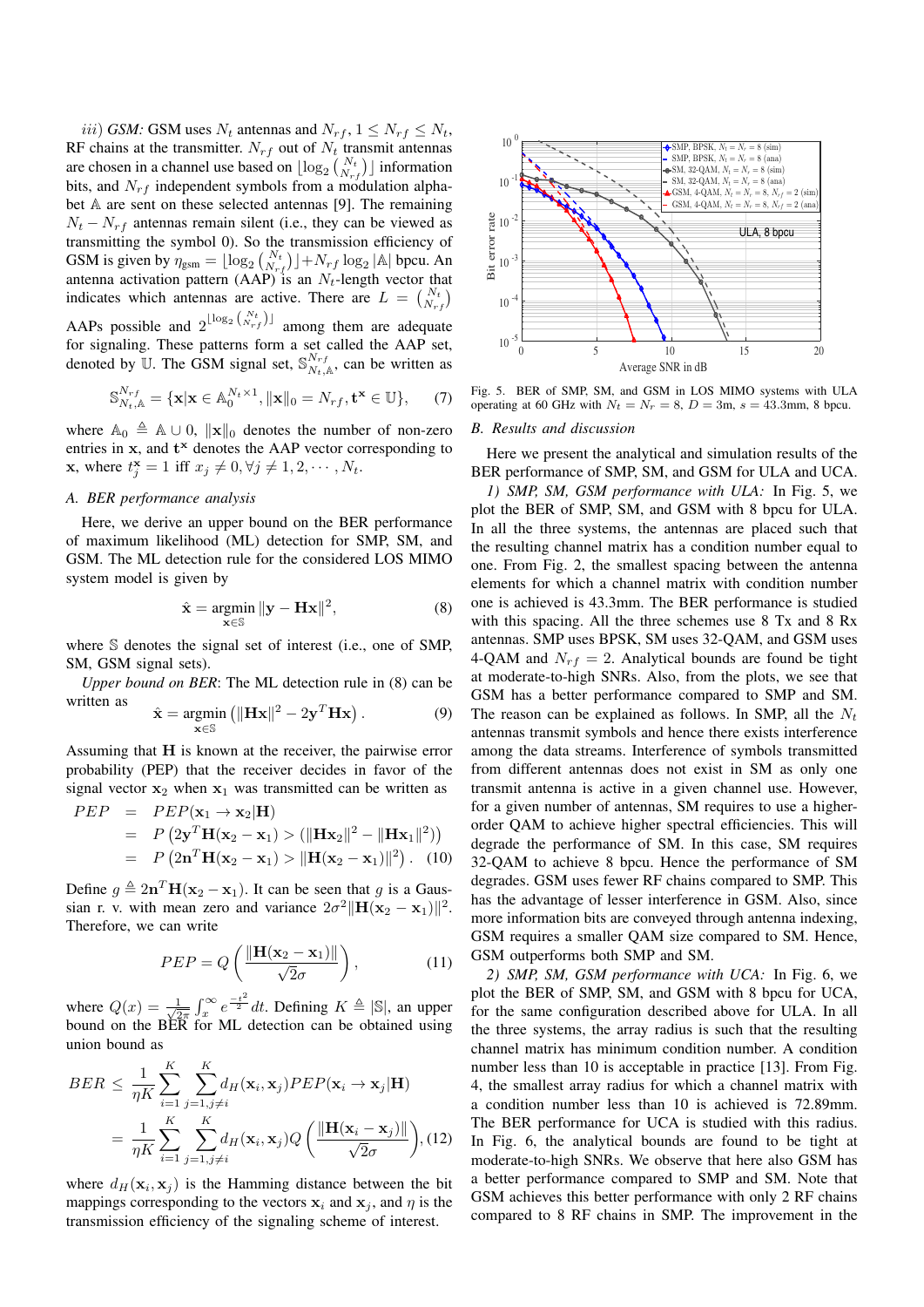*iii) GSM:* GSM uses $N_t$ antennas and $N_{rf}, 1 \leq N_{rf} \leq N_t$, RF chains at the transmitter. $N_{rf}$ out of $N_t$ transmit antennas are chosen in a channel use based on $\lfloor \log_2 \binom{N_t}{N_{rf}} \rfloor$ information bits, and $N_{rf}$ independent symbols from a modulation alphabet $\mathbb{A}$ are sent on these selected antennas [9]. The remaining $N_t - N_{rf}$ antennas remain silent (i.e., they can be viewed as transmitting the symbol 0). So the transmission efficiency of GSM is given by $\eta_{\text{gsm}} = \lfloor \log_2 \binom{N_t}{N_{rf}} \rfloor + N_{rf} \log_2 |\mathbb{A}|$ bpcu. An antenna activation pattern (AAP) is an $N_t$-length vector that indicates which antennas are active. There are $L = \binom{N_t}{N_{rf}}$ AAPs possible and $2^{\lfloor \log_2 \binom{N_t}{N_{rf}} \rfloor}$ among them are adequate for signaling. These patterns form a set called the AAP set, denoted by $\mathbb{U}$. The GSM signal set, $\mathbb{S}_{N_t,\mathbb{A}}^{N_{rf}}$, can be written as

$$\mathbb{S}_{N_t,\mathbb{A}}^{N_{rf}} = \{\mathbf{x} | \mathbf{x} \in \mathbb{A}_0^{N_t \times 1}, \|\mathbf{x}\|_0 = N_{rf}, \mathbf{t}^{\mathbf{x}} \in \mathbb{U}\}, \quad (7)$$

where $\mathbb{A}_0 \triangleq \mathbb{A} \cup 0$, $\|\mathbf{x}\|_0$ denotes the number of non-zero entries in $\mathbf{x}$, and $\mathbf{t}^{\mathbf{x}}$ denotes the AAP vector corresponding to $\mathbf{x}$, where $t_j^{\mathbf{x}} = 1$ iff $x_j \neq 0, \forall j \neq 1, 2, \cdots, N_t$.

### A. BER performance analysis

Here, we derive an upper bound on the BER performance of maximum likelihood (ML) detection for SMP, SM, and GSM. The ML detection rule for the considered LOS MIMO system model is given by

$$\hat{\mathbf{x}} = \underset{\mathbf{x} \in \mathbb{S}}{\operatorname{argmin}} \|\mathbf{y} - \mathbf{H}\mathbf{x}\|^2, \quad (8)$$

where $\mathbb{S}$ denotes the signal set of interest (i.e., one of SMP, SM, GSM signal sets).

*Upper bound on BER*: The ML detection rule in (8) can be written as

$$\hat{\mathbf{x}} = \underset{\mathbf{x} \in \mathbb{S}}{\operatorname{argmin}} \left( \|\mathbf{H}\mathbf{x}\|^2 - 2\mathbf{y}^T\mathbf{H}\mathbf{x} \right). \quad (9)$$

Assuming that $\mathbf{H}$ is known at the receiver, the pairwise error probability (PEP) that the receiver decides in favor of the signal vector $\mathbf{x}_2$ when $\mathbf{x}_1$ was transmitted can be written as

$$\begin{aligned} PEP &= PEP(\mathbf{x}_1 \rightarrow \mathbf{x}_2 | \mathbf{H}) \\ &= P\left(2\mathbf{y}^T\mathbf{H}(\mathbf{x}_2 - \mathbf{x}_1) > (\|\mathbf{H}\mathbf{x}_2\|^2 - \|\mathbf{H}\mathbf{x}_1\|^2)\right) \\ &= P\left(2\mathbf{n}^T\mathbf{H}(\mathbf{x}_2 - \mathbf{x}_1) > \|\mathbf{H}(\mathbf{x}_2 - \mathbf{x}_1)\|^2\right). \quad (10) \end{aligned}$$

Define $g \triangleq 2\mathbf{n}^T\mathbf{H}(\mathbf{x}_2 - \mathbf{x}_1)$. It can be seen that $g$ is a Gaussian r. v. with mean zero and variance $2\sigma^2\|\mathbf{H}(\mathbf{x}_2 - \mathbf{x}_1)\|^2$. Therefore, we can write

$$PEP = Q\left(\frac{\|\mathbf{H}(\mathbf{x}_2 - \mathbf{x}_1)\|}{\sqrt{2}\sigma}\right), \quad (11)$$

where $Q(x) = \frac{1}{\sqrt{2\pi}} \int_x^\infty e^{\frac{-t^2}{2}} dt$. Defining $K \triangleq |\mathbb{S}|$, an upper bound on the BER for ML detection can be obtained using union bound as

$$\begin{aligned} BER &\leq \frac{1}{\eta K} \sum_{i=1}^{K} \sum_{j=1, j\neq i}^{K} d_H(\mathbf{x}_i, \mathbf{x}_j) PEP(\mathbf{x}_i \rightarrow \mathbf{x}_j | \mathbf{H}) \\ &= \frac{1}{\eta K} \sum_{i=1}^{K} \sum_{j=1, j\neq i}^{K} d_H(\mathbf{x}_i, \mathbf{x}_j) Q\left(\frac{\|\mathbf{H}(\mathbf{x}_i - \mathbf{x}_j)\|}{\sqrt{2}\sigma}\right), \quad (12) \end{aligned}$$

where $d_H(\mathbf{x}_i, \mathbf{x}_j)$ is the Hamming distance between the bit mappings corresponding to the vectors $\mathbf{x}_i$ and $\mathbf{x}_j$, and $\eta$ is the transmission efficiency of the signaling scheme of interest.

Fig. 5. BER of SMP, SM, and GSM in LOS MIMO systems with ULA operating at 60 GHz with $N_t = N_r = 8$, $D = 3$m, $s = 43.3$mm, 8 bpcu.

### B. Results and discussion

Here we present the analytical and simulation results of the BER performance of SMP, SM, and GSM for ULA and UCA.

*1) SMP, SM, GSM performance with ULA:* In Fig. 5, we plot the BER of SMP, SM, and GSM with 8 bpcu for ULA. In all the three systems, the antennas are placed such that the resulting channel matrix has a condition number equal to one. From Fig. 2, the smallest spacing between the antenna elements for which a channel matrix with condition number one is achieved is 43.3mm. The BER performance is studied with this spacing. All the three schemes use 8 Tx and 8 Rx antennas. SMP uses BPSK, SM uses 32-QAM, and GSM uses 4-QAM and $N_{rf} = 2$. Analytical bounds are found be tight at moderate-to-high SNRs. Also, from the plots, we see that GSM has a better performance compared to SMP and SM. The reason can be explained as follows. In SMP, all the $N_t$ antennas transmit symbols and hence there exists interference among the data streams. Interference of symbols transmitted from different antennas does not exist in SM as only one transmit antenna is active in a given channel use. However, for a given number of antennas, SM requires to use a higher-order QAM to achieve higher spectral efficiencies. This will degrade the performance of SM. In this case, SM requires 32-QAM to achieve 8 bpcu. Hence the performance of SM degrades. GSM uses fewer RF chains compared to SMP. This has the advantage of lesser interference in GSM. Also, since more information bits are conveyed through antenna indexing, GSM requires a smaller QAM size compared to SM. Hence, GSM outperforms both SMP and SM.

*2) SMP, SM, GSM performance with UCA:* In Fig. 6, we plot the BER of SMP, SM, and GSM with 8 bpcu for UCA, for the same configuration described above for ULA. In all the three systems, the array radius is such that the resulting channel matrix has minimum condition number. A condition number less than 10 is acceptable in practice [13]. From Fig. 4, the smallest array radius for which a channel matrix with a condition number less than 10 is achieved is 72.89mm. The BER performance for UCA is studied with this radius. In Fig. 6, the analytical bounds are found to be tight at moderate-to-high SNRs. We observe that here also GSM has a better performance compared to SMP and SM. Note that GSM achieves this better performance with only 2 RF chains compared to 8 RF chains in SMP. The improvement in the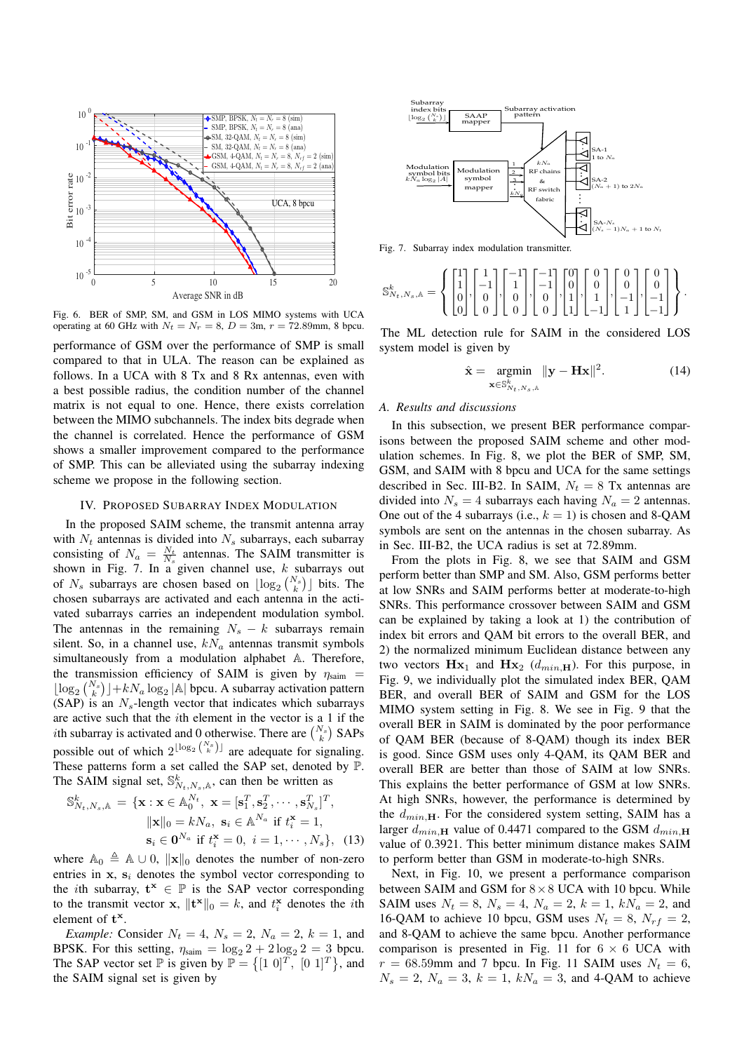Fig. 6. BER of SMP, SM, and GSM in LOS MIMO systems with UCA operating at 60 GHz with $N_t = N_r = 8$, $D = 3$m, $r = 72.89$mm, 8 bpcu.

performance of GSM over the performance of SMP is small compared to that in ULA. The reason can be explained as follows. In a UCA with 8 Tx and 8 Rx antennas, even with a best possible radius, the condition number of the channel matrix is not equal to one. Hence, there exists correlation between the MIMO subchannels. The index bits degrade when the channel is correlated. Hence the performance of GSM shows a smaller improvement compared to the performance of SMP. This can be alleviated using the subarray indexing scheme we propose in the following section.

## IV. Proposed Subarray Index Modulation

In the proposed SAIM scheme, the transmit antenna array with $N_t$ antennas is divided into $N_s$ subarrays, each subarray consisting of $N_a = \frac{N_t}{N_s}$ antennas. The SAIM transmitter is shown in Fig. 7. In a given channel use, $k$ subarrays out of $N_s$ subarrays are chosen based on $\lfloor \log_2 \binom{N_s}{k} \rfloor$ bits. The chosen subarrays are activated and each antenna in the activated subarrays carries an independent modulation symbol. The antennas in the remaining $N_s - k$ subarrays remain silent. So, in a channel use, $kN_a$ antennas transmit symbols simultaneously from a modulation alphabet $\mathbb{A}$. Therefore, the transmission efficiency of SAIM is given by $\eta_{\text{saim}} = \lfloor \log_2 \binom{N_s}{k} \rfloor + kN_a \log_2 |\mathbb{A}|$ bpcu. A subarray activation pattern (SAP) is an $N_s$-length vector that indicates which subarrays are active such that the $i$th element in the vector is a 1 if the $i$th subarray is activated and 0 otherwise. There are $\binom{N_s}{k}$ SAPs possible out of which $2^{\lfloor \log_2 \binom{N_s}{k} \rfloor}$ are adequate for signaling. These patterns form a set called the SAP set, denoted by $\mathbb{P}$. The SAIM signal set, $\mathbb{S}^k_{N_t,N_s,\mathbb{A}}$, can then be written as

$$\mathbb{S}^k_{N_t,N_s,\mathbb{A}} = \{\mathbf{x} : \mathbf{x} \in \mathbb{A}_0^{N_t},\ \mathbf{x} = [\mathbf{s}_1^T, \mathbf{s}_2^T, \cdots, \mathbf{s}_{N_s}^T]^T,$$
$$\|\mathbf{x}\|_0 = kN_a,\ \mathbf{s}_i \in \mathbb{A}^{N_a} \text{ if } t_i^{\mathbf{x}} = 1,$$
$$\mathbf{s}_i \in \mathbf{0}^{N_a} \text{ if } t_i^{\mathbf{x}} = 0,\ i = 1, \cdots, N_s\}, \quad (13)$$

where $\mathbb{A}_0 \triangleq \mathbb{A} \cup 0$, $\|\mathbf{x}\|_0$ denotes the number of non-zero entries in $\mathbf{x}$, $\mathbf{s}_i$ denotes the symbol vector corresponding to the $i$th subarray, $\mathbf{t}^{\mathbf{x}} \in \mathbb{P}$ is the SAP vector corresponding to the transmit vector $\mathbf{x}$, $\|\mathbf{t}^{\mathbf{x}}\|_0 = k$, and $t_i^{\mathbf{x}}$ denotes the $i$th element of $\mathbf{t}^{\mathbf{x}}$.

*Example:* Consider $N_t = 4$, $N_s = 2$, $N_a = 2$, $k = 1$, and BPSK. For this setting, $\eta_{\text{saim}} = \log_2 2 + 2\log_2 2 = 3$ bpcu. The SAP vector set $\mathbb{P}$ is given by $\mathbb{P} = \{[1\ 0]^T,\ [0\ 1]^T\}$, and the SAIM signal set is given by

Fig. 7. Subarray index modulation transmitter.

$$\mathbb{S}^k_{N_t,N_s,\mathbb{A}} = \left\{ \begin{bmatrix}1\\1\\0\\0\end{bmatrix}, \begin{bmatrix}1\\-1\\0\\0\end{bmatrix}, \begin{bmatrix}-1\\1\\0\\0\end{bmatrix}, \begin{bmatrix}-1\\-1\\0\\0\end{bmatrix}, \begin{bmatrix}0\\0\\1\\1\end{bmatrix}, \begin{bmatrix}0\\0\\1\\-1\end{bmatrix}, \begin{bmatrix}0\\0\\-1\\1\end{bmatrix}, \begin{bmatrix}0\\0\\-1\\-1\end{bmatrix} \right\}.$$

The ML detection rule for SAIM in the considered LOS system model is given by

$$\hat{\mathbf{x}} = \underset{\mathbf{x} \in \mathbb{S}^k_{N_t,N_s,\mathbb{A}}}{\operatorname{argmin}} \ \|\mathbf{y} - \mathbf{H}\mathbf{x}\|^2. \quad (14)$$

### A. Results and discussions

In this subsection, we present BER performance comparisons between the proposed SAIM scheme and other modulation schemes. In Fig. 8, we plot the BER of SMP, SM, GSM, and SAIM with 8 bpcu and UCA for the same settings described in Sec. III-B2. In SAIM, $N_t = 8$ Tx antennas are divided into $N_s = 4$ subarrays each having $N_a = 2$ antennas. One out of the 4 subarrays (i.e., $k = 1$) is chosen and 8-QAM symbols are sent on the antennas in the chosen subarray. As in Sec. III-B2, the UCA radius is set at 72.89mm.

From the plots in Fig. 8, we see that SAIM and GSM perform better than SMP and SM. Also, GSM performs better at low SNRs and SAIM performs better at moderate-to-high SNRs. This performance crossover between SAIM and GSM can be explained by taking a look at 1) the contribution of index bit errors and QAM bit errors to the overall BER, and 2) the normalized minimum Euclidean distance between any two vectors $\mathbf{H}\mathbf{x}_1$ and $\mathbf{H}\mathbf{x}_2$ ($d_{min,\mathbf{H}}$). For this purpose, in Fig. 9, we individually plot the simulated index BER, QAM BER, and overall BER of SAIM and GSM for the LOS MIMO system setting in Fig. 8. We see in Fig. 9 that the overall BER in SAIM is dominated by the poor performance of QAM BER (because of 8-QAM) though its index BER is good. Since GSM uses only 4-QAM, its QAM BER and overall BER are better than those of SAIM at low SNRs. This explains the better performance of GSM at low SNRs. At high SNRs, however, the performance is determined by the $d_{min,\mathbf{H}}$. For the considered system setting, SAIM has a larger $d_{min,\mathbf{H}}$ value of 0.4471 compared to the GSM $d_{min,\mathbf{H}}$ value of 0.3924. This better minimum distance makes SAIM to perform better than GSM in moderate-to-high SNRs.

Next, in Fig. 10, we present a performance comparison between SAIM and GSM for $8 \times 8$ UCA with 10 bpcu. While SAIM uses $N_t = 8$, $N_s = 4$, $N_a = 2$, $k = 1$, $kN_a = 2$, and 16-QAM to achieve 10 bpcu, GSM uses $N_t = 8$, $N_{rf} = 2$, and 8-QAM to achieve the same bpcu. Another performance comparison is presented in Fig. 11 for $6 \times 6$ UCA with $r = 68.59$mm and 7 bpcu. In Fig. 11 SAIM uses $N_t = 6$, $N_s = 2$, $N_a = 3$, $k = 1$, $kN_a = 3$, and 4-QAM to achieve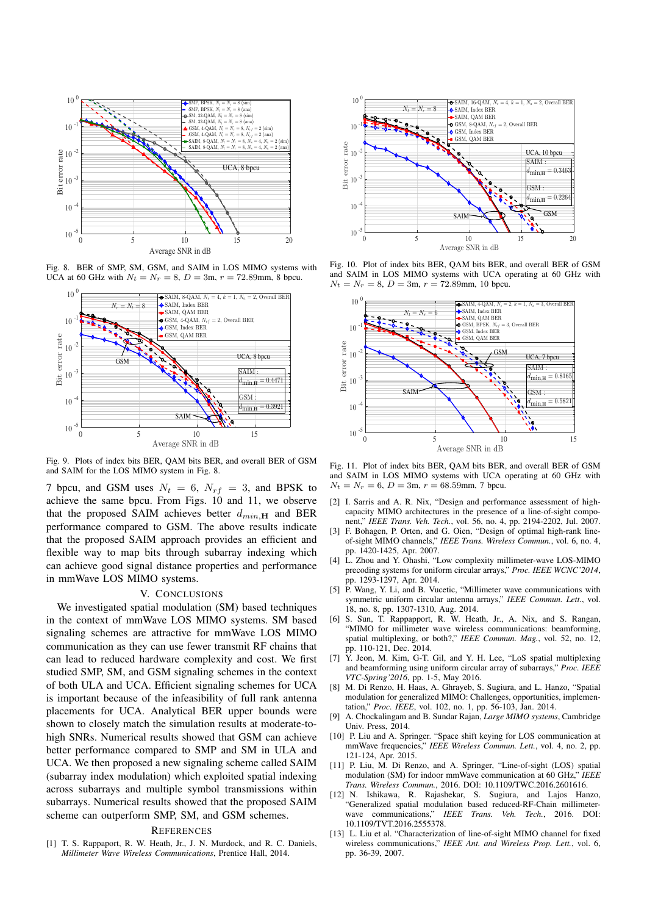10^0
10^-1
10^-2
10^-3
10^-4
10^-5
Bit error rate
0 5 10 15 20
Average SNR in dB
SMP, BPSK, $N_t = N_r = 8$ (sim)
SMP, BPSK, $N_t = N_r = 8$ (ana)
SM, 32-QAM, $N_t = N_r = 8$ (sim)
SM, 32-QAM, $N_t = N_r = 8$ (ana)
GSM, 4-QAM, $N_t = N_r = 8$, $N_{rf} = 2$ (sim)
GSM, 4-QAM, $N_t = N_r = 8$, $N_{rf} = 2$ (ana)
SAIM, 8-QAM, $N_t = N_r = 8$, $N_s = 4$, $N_a = 2$ (sim)
SAIM, 8-QAM, $N_t = N_r = 8$, $N_s = 4$, $N_a = 2$ (ana)
UCA, 8 bpcu

Fig. 8. BER of SMP, SM, GSM, and SAIM in LOS MIMO systems with UCA at 60 GHz with $N_t = N_r = 8$, $D = 3$m, $r = 72.89$mm, 8 bpcu.

10^0
10^-1
10^-2
10^-3
10^-4
10^-5
Bit error rate
0 5 10 15
Average SNR in dB
$N_r = N_t = 8$
SAIM, 8-QAM, $N_s = 4$, $k = 1$, $N_a = 2$, Overall BER
SAIM, Index BER
SAIM, QAM BER
GSM, 4-QAM, $N_{rf} = 2$, Overall BER
GSM, Index BER
GSM, QAM BER
GSM
UCA, 8 bpcu
SAIM : $d_{\min,\mathbf{H}} = 0.4471$
GSM : $d_{\min,\mathbf{H}} = 0.3921$
SAIM

Fig. 9. Plots of index bits BER, QAM bits BER, and overall BER of GSM and SAIM for the LOS MIMO system in Fig. 8.

7 bpcu, and GSM uses $N_t = 6$, $N_{rf} = 3$, and BPSK to achieve the same bpcu. From Figs. 10 and 11, we observe that the proposed SAIM achieves better $d_{min,\mathbf{H}}$ and BER performance compared to GSM. The above results indicate that the proposed SAIM approach provides an efficient and flexible way to map bits through subarray indexing which can achieve good signal distance properties and performance in mmWave LOS MIMO systems.

## V. Conclusions

We investigated spatial modulation (SM) based techniques in the context of mmWave LOS MIMO systems. SM based signaling schemes are attractive for mmWave LOS MIMO communication as they can use fewer transmit RF chains that can lead to reduced hardware complexity and cost. We first studied SMP, SM, and GSM signaling schemes in the context of both ULA and UCA. Efficient signaling schemes for UCA is important because of the infeasibility of full rank antenna placements for UCA. Analytical BER upper bounds were shown to closely match the simulation results at moderate-to-high SNRs. Numerical results showed that GSM can achieve better performance compared to SMP and SM in ULA and UCA. We then proposed a new signaling scheme called SAIM (subarray index modulation) which exploited spatial indexing across subarrays and multiple symbol transmissions within subarrays. Numerical results showed that the proposed SAIM scheme can outperform SMP, SM, and GSM schemes.

## References

[1] T. S. Rappaport, R. W. Heath, Jr., J. N. Murdock, and R. C. Daniels, *Millimeter Wave Wireless Communications*, Prentice Hall, 2014.

10^0
10^-1
10^-2
10^-3
10^-4
10^-5
Bit error rate
0 5 10 15 20
Average SNR in dB
$N_t = N_r = 8$
SAIM, 16-QAM, $N_s = 4$, $k = 1$, $N_a = 2$, Overall BER
SAIM, Index BER
SAIM, QAM BER
GSM, 8-QAM, $N_{rf} = 2$, Overall BER
GSM, Index BER
GSM, QAM BER
UCA, 10 bpcu
SAIM : $d_{\min,\mathbf{H}} = 0.3463$
GSM : $d_{\min,\mathbf{H}} = 0.2264$
SAIM
GSM

Fig. 10. Plot of index bits BER, QAM bits BER, and overall BER of GSM and SAIM in LOS MIMO systems with UCA operating at 60 GHz with $N_t = N_r = 8$, $D = 3$m, $r = 72.89$mm, 10 bpcu.

10^0
10^-1
10^-2
10^-3
10^-4
10^-5
Bit error rate
0 5 10 15
Average SNR in dB
$N_t = N_r = 6$
SAIM, 4-QAM, $N_s = 2$, $k = 1$, $N_a = 3$, Overall BER
SAIM, Index BER
SAIM, QAM BER
GSM, BPSK, $N_{rf} = 3$, Overall BER
GSM, Index BER
GSM, QAM BER
GSM
UCA, 7 bpcu
SAIM : $d_{\min,\mathbf{H}} = 0.8165$
GSM : $d_{\min,\mathbf{H}} = 0.5821$
SAIM

Fig. 11. Plot of index bits BER, QAM bits BER, and overall BER of GSM and SAIM in LOS MIMO systems with UCA operating at 60 GHz with $N_t = N_r = 6$, $D = 3$m, $r = 68.59$mm, 7 bpcu.

[2] I. Sarris and A. R. Nix, "Design and performance assessment of high-capacity MIMO architectures in the presence of a line-of-sight component," *IEEE Trans. Veh. Tech.*, vol. 56, no. 4, pp. 2194-2202, Jul. 2007.

[3] F. Bohagen, P. Orten, and G. Oien, "Design of optimal high-rank line-of-sight MIMO channels," *IEEE Trans. Wireless Commun.*, vol. 6, no. 4, pp. 1420-1425, Apr. 2007.

[4] L. Zhou and Y. Ohashi, "Low complexity millimeter-wave LOS-MIMO precoding systems for uniform circular arrays," *Proc. IEEE WCNC'2014*, pp. 1293-1297, Apr. 2014.

[5] P. Wang, Y. Li, and B. Vucetic, "Millimeter wave communications with symmetric uniform circular antenna arrays," *IEEE Commun. Lett.*, vol. 18, no. 8, pp. 1307-1310, Aug. 2014.

[6] S. Sun, T. Rappaport, R. W. Heath, Jr., A. Nix, and S. Rangan, "MIMO for millimeter wave wireless communications: beamforming, spatial multiplexing, or both?," *IEEE Commun. Mag.*, vol. 52, no. 12, pp. 110-121, Dec. 2014.

[7] Y. Jeon, M. Kim, G-T. Gil, and Y. H. Lee, "LoS spatial multiplexing and beamforming using uniform circular array of subarrays," *Proc. IEEE VTC-Spring'2016*, pp. 1-5, May 2016.

[8] M. Di Renzo, H. Haas, A. Ghrayeb, S. Sugiura, and L. Hanzo, "Spatial modulation for generalized MIMO: Challenges, opportunities, implementation," *Proc. IEEE*, vol. 102, no. 1, pp. 56-103, Jan. 2014.

[9] A. Chockalingam and B. Sundar Rajan, *Large MIMO systems*, Cambridge Univ. Press, 2014.

[10] P. Liu and A. Springer. "Space shift keying for LOS communication at mmWave frequencies," *IEEE Wireless Commun. Lett.*, vol. 4, no. 2, pp. 121-124, Apr. 2015.

[11] P. Liu, M. Di Renzo, and A. Springer, "Line-of-sight (LOS) spatial modulation (SM) for indoor mmWave communication at 60 GHz," *IEEE Trans. Wireless Commun.*, 2016. DOI: 10.1109/TWC.2016.2601616.

[12] N. Ishikawa, R. Rajashekar, S. Sugiura, and Lajos Hanzo, "Generalized spatial modulation based reduced-RF-Chain millimeter-wave communications," *IEEE Trans. Veh. Tech.*, 2016. DOI: 10.1109/TVT.2016.2555378.

[13] L. Liu et al. "Characterization of line-of-sight MIMO channel for fixed wireless communications," *IEEE Ant. and Wireless Prop. Lett.*, vol. 6, pp. 36-39, 2007.